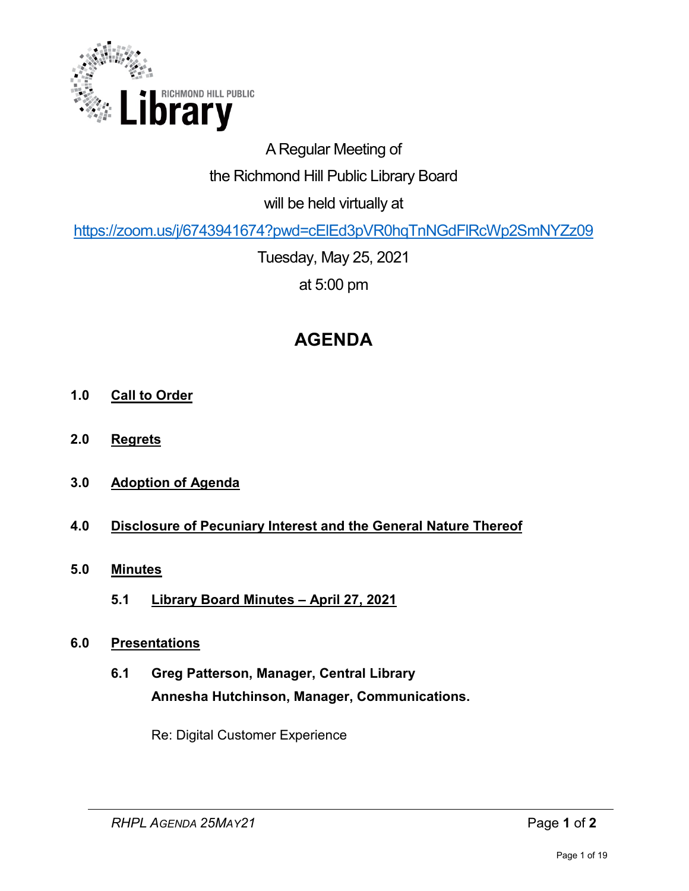RICHMOND HILL PUBLIC

**Library**

A Regular Meeting of

the Richmond Hill Public Library Board

will be held virtually at

https://zoom.us/j/6743941674?pwd=cElEd3pVR0hqTnNGdFlRcWp2SmNYZz09

Tuesday, May 25, 2021

at 5:00 pm

# AGENDA

**1.0 Call to Order**

**2.0 Regrets**

**3.0 Adoption of Agenda**

**4.0 Disclosure of Pecuniary Interest and the General Nature Thereof**

**5.0 Minutes**

**5.1 Library Board Minutes – April 27, 2021**

**6.0 Presentations**

**6.1 Greg Patterson, Manager, Central Library**
**Annesha Hutchinson, Manager, Communications.**

Re: Digital Customer Experience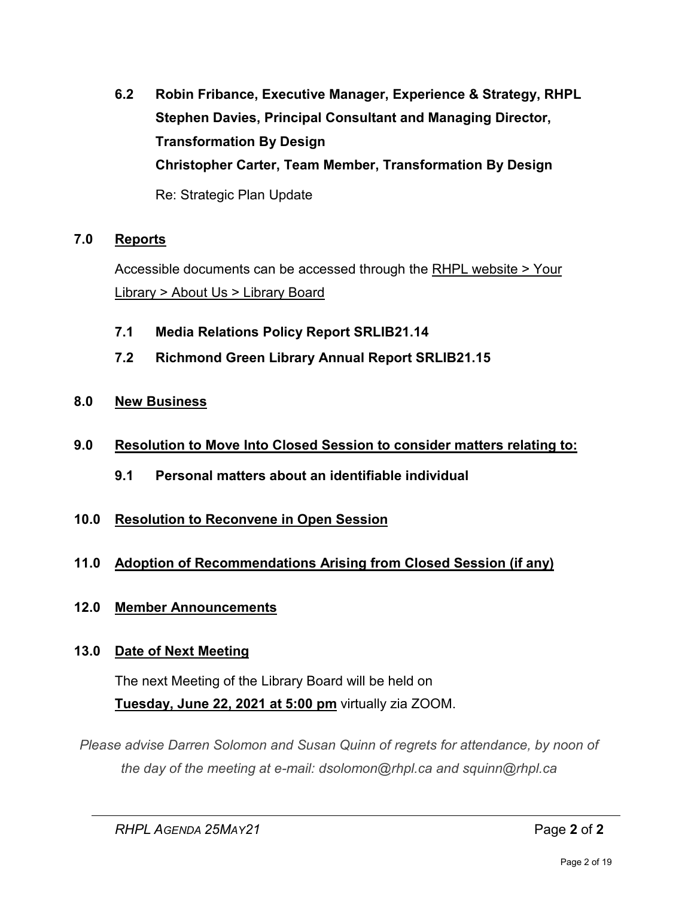**6.2 Robin Fribance, Executive Manager, Experience & Strategy, RHPL**
**Stephen Davies, Principal Consultant and Managing Director, Transformation By Design**
**Christopher Carter, Team Member, Transformation By Design**

Re: Strategic Plan Update

## 7.0 Reports

Accessible documents can be accessed through the RHPL website > Your Library > About Us > Library Board

**7.1 Media Relations Policy Report SRLIB21.14**

**7.2 Richmond Green Library Annual Report SRLIB21.15**

## 8.0 New Business

## 9.0 Resolution to Move Into Closed Session to consider matters relating to:

**9.1 Personal matters about an identifiable individual**

## 10.0 Resolution to Reconvene in Open Session

## 11.0 Adoption of Recommendations Arising from Closed Session (if any)

## 12.0 Member Announcements

## 13.0 Date of Next Meeting

The next Meeting of the Library Board will be held on **Tuesday, June 22, 2021 at 5:00 pm** virtually zia ZOOM.

*Please advise Darren Solomon and Susan Quinn of regrets for attendance, by noon of the day of the meeting at e-mail: dsolomon@rhpl.ca and squinn@rhpl.ca*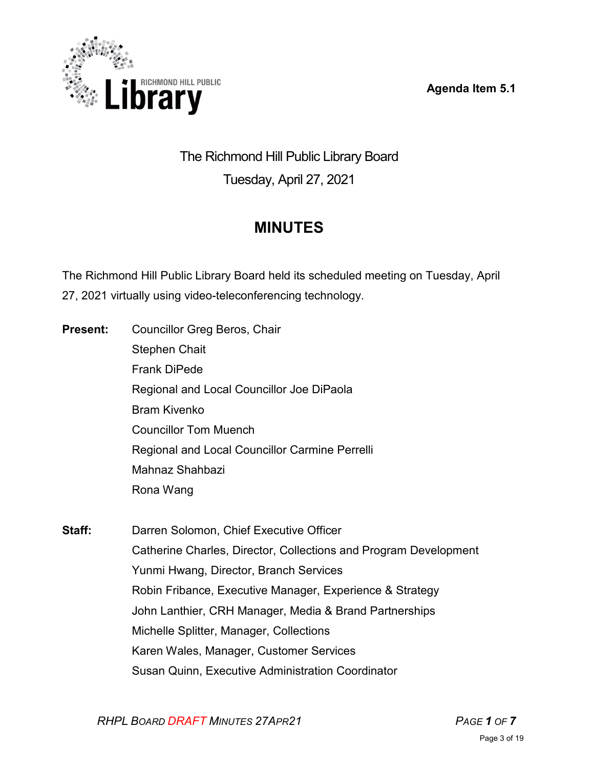**Agenda Item 5.1**

# The Richmond Hill Public Library Board

Tuesday, April 27, 2021

## MINUTES

The Richmond Hill Public Library Board held its scheduled meeting on Tuesday, April 27, 2021 virtually using video-teleconferencing technology.

**Present:**
Councillor Greg Beros, Chair
Stephen Chait
Frank DiPede
Regional and Local Councillor Joe DiPaola
Bram Kivenko
Councillor Tom Muench
Regional and Local Councillor Carmine Perrelli
Mahnaz Shahbazi
Rona Wang

**Staff:**
Darren Solomon, Chief Executive Officer
Catherine Charles, Director, Collections and Program Development
Yunmi Hwang, Director, Branch Services
Robin Fribance, Executive Manager, Experience & Strategy
John Lanthier, CRH Manager, Media & Brand Partnerships
Michelle Splitter, Manager, Collections
Karen Wales, Manager, Customer Services
Susan Quinn, Executive Administration Coordinator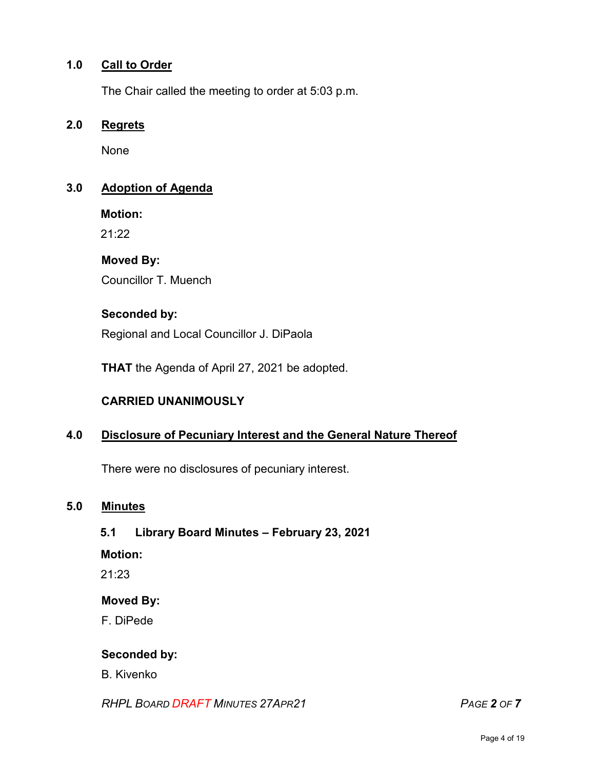## 1.0 Call to Order

The Chair called the meeting to order at 5:03 p.m.

## 2.0 Regrets

None

## 3.0 Adoption of Agenda

**Motion:**

21:22

**Moved By:**

Councillor T. Muench

**Seconded by:**

Regional and Local Councillor J. DiPaola

**THAT** the Agenda of April 27, 2021 be adopted.

**CARRIED UNANIMOUSLY**

## 4.0 Disclosure of Pecuniary Interest and the General Nature Thereof

There were no disclosures of pecuniary interest.

## 5.0 Minutes

### 5.1 Library Board Minutes – February 23, 2021

**Motion:**

21:23

**Moved By:**

F. DiPede

**Seconded by:**

B. Kivenko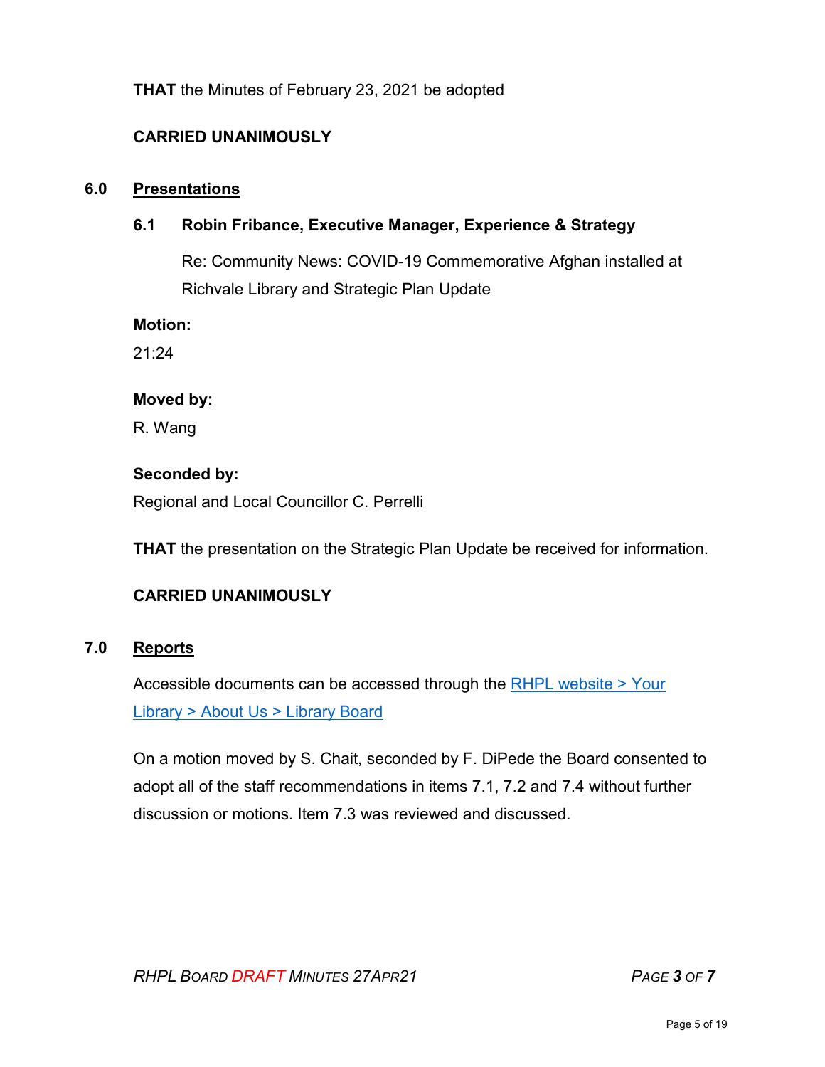**THAT** the Minutes of February 23, 2021 be adopted

**CARRIED UNANIMOUSLY**

## 6.0 Presentations

### 6.1 Robin Fribance, Executive Manager, Experience & Strategy

Re: Community News: COVID-19 Commemorative Afghan installed at Richvale Library and Strategic Plan Update

**Motion:**

21:24

**Moved by:**

R. Wang

**Seconded by:**

Regional and Local Councillor C. Perrelli

**THAT** the presentation on the Strategic Plan Update be received for information.

**CARRIED UNANIMOUSLY**

## 7.0 Reports

Accessible documents can be accessed through the [RHPL website > Your Library > About Us > Library Board]()

On a motion moved by S. Chait, seconded by F. DiPede the Board consented to adopt all of the staff recommendations in items 7.1, 7.2 and 7.4 without further discussion or motions. Item 7.3 was reviewed and discussed.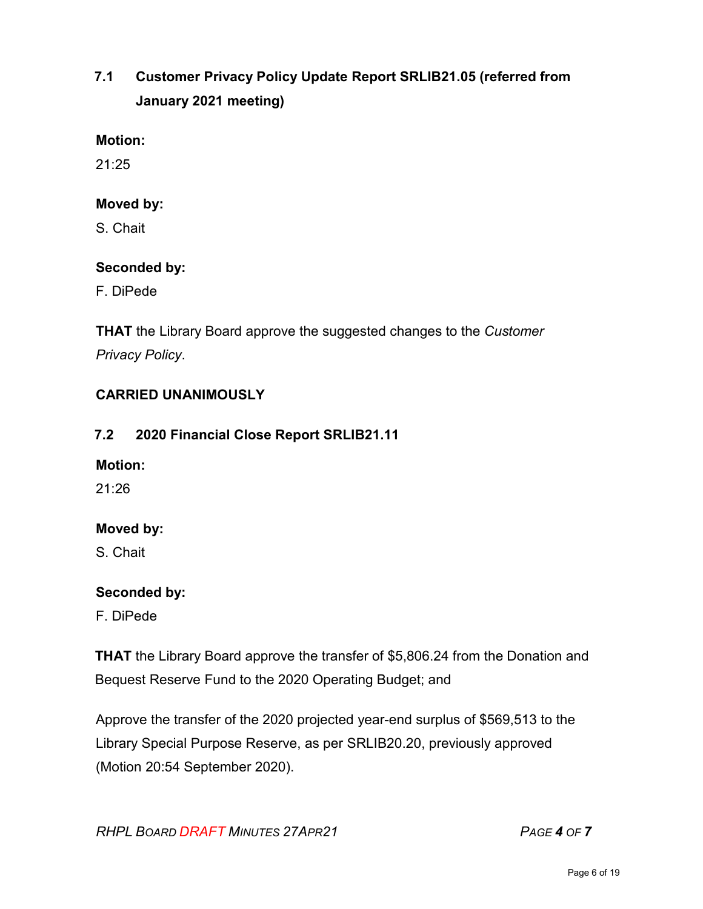### 7.1 Customer Privacy Policy Update Report SRLIB21.05 (referred from January 2021 meeting)

**Motion:**

21:25

**Moved by:**

S. Chait

**Seconded by:**

F. DiPede

**THAT** the Library Board approve the suggested changes to the *Customer Privacy Policy*.

**CARRIED UNANIMOUSLY**

### 7.2 2020 Financial Close Report SRLIB21.11

**Motion:**

21:26

**Moved by:**

S. Chait

**Seconded by:**

F. DiPede

**THAT** the Library Board approve the transfer of $5,806.24 from the Donation and Bequest Reserve Fund to the 2020 Operating Budget; and

Approve the transfer of the 2020 projected year-end surplus of $569,513 to the Library Special Purpose Reserve, as per SRLIB20.20, previously approved (Motion 20:54 September 2020).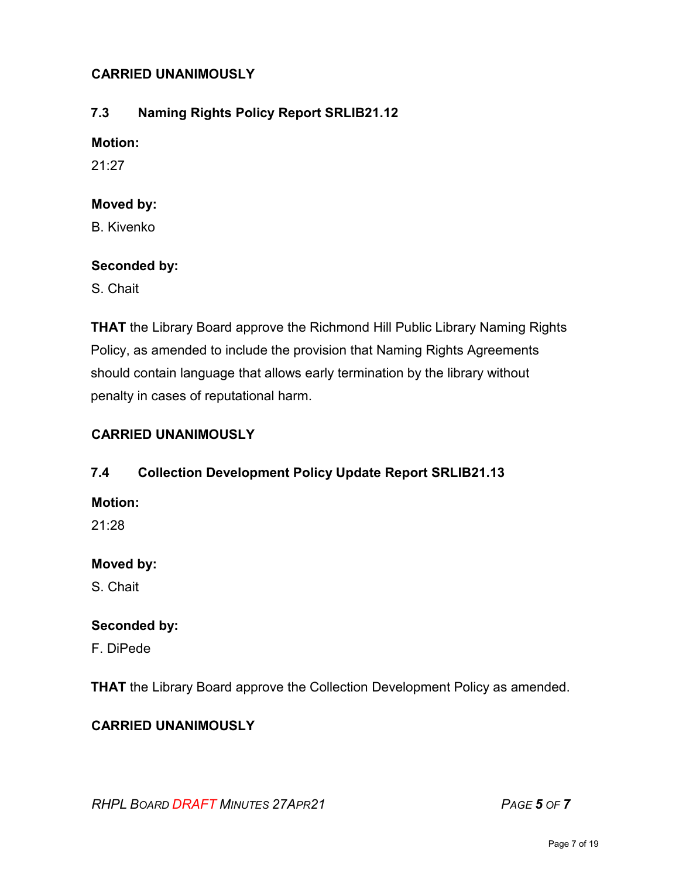**CARRIED UNANIMOUSLY**

### 7.3 Naming Rights Policy Report SRLIB21.12

**Motion:**

21:27

**Moved by:**

B. Kivenko

**Seconded by:**

S. Chait

**THAT** the Library Board approve the Richmond Hill Public Library Naming Rights Policy, as amended to include the provision that Naming Rights Agreements should contain language that allows early termination by the library without penalty in cases of reputational harm.

**CARRIED UNANIMOUSLY**

### 7.4 Collection Development Policy Update Report SRLIB21.13

**Motion:**

21:28

**Moved by:**

S. Chait

**Seconded by:**

F. DiPede

**THAT** the Library Board approve the Collection Development Policy as amended.

**CARRIED UNANIMOUSLY**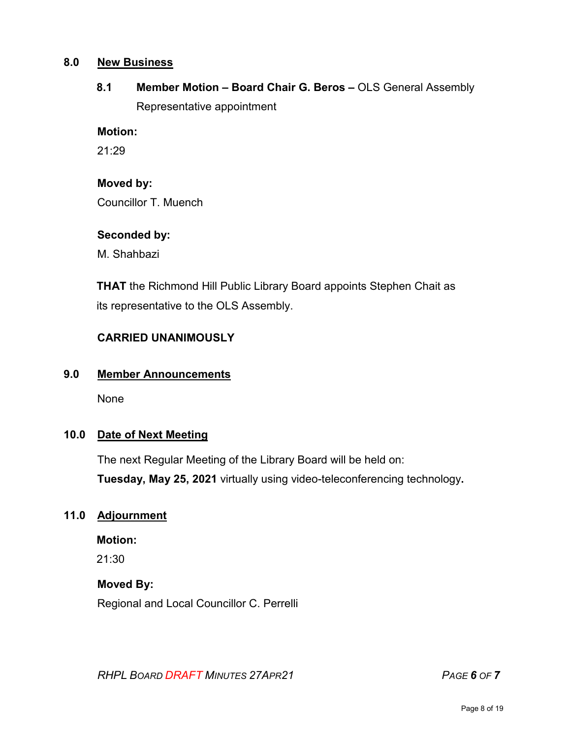## 8.0 New Business

### 8.1 Member Motion – Board Chair G. Beros – OLS General Assembly Representative appointment

**Motion:**
21:29

**Moved by:**
Councillor T. Muench

**Seconded by:**
M. Shahbazi

**THAT** the Richmond Hill Public Library Board appoints Stephen Chait as its representative to the OLS Assembly.

**CARRIED UNANIMOUSLY**

## 9.0 Member Announcements

None

## 10.0 Date of Next Meeting

The next Regular Meeting of the Library Board will be held on:
**Tuesday, May 25, 2021** virtually using video-teleconferencing technology**.**

## 11.0 Adjournment

**Motion:**
21:30

**Moved By:**
Regional and Local Councillor C. Perrelli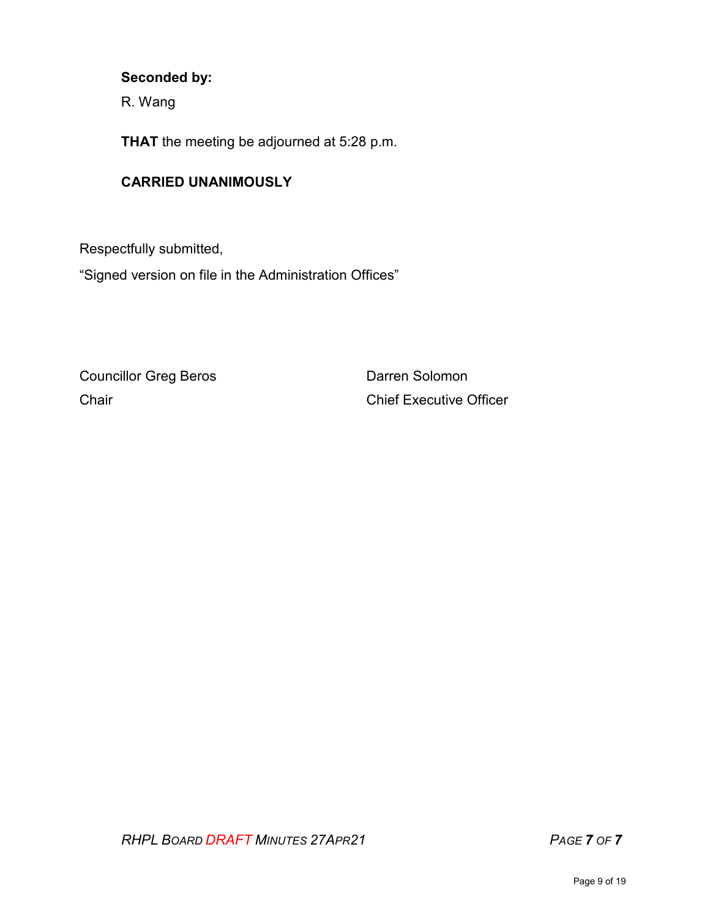**Seconded by:**

R. Wang

**THAT** the meeting be adjourned at 5:28 p.m.

**CARRIED UNANIMOUSLY**

Respectfully submitted,

“Signed version on file in the Administration Offices”

Councillor Greg Beros
Chair

Darren Solomon
Chief Executive Officer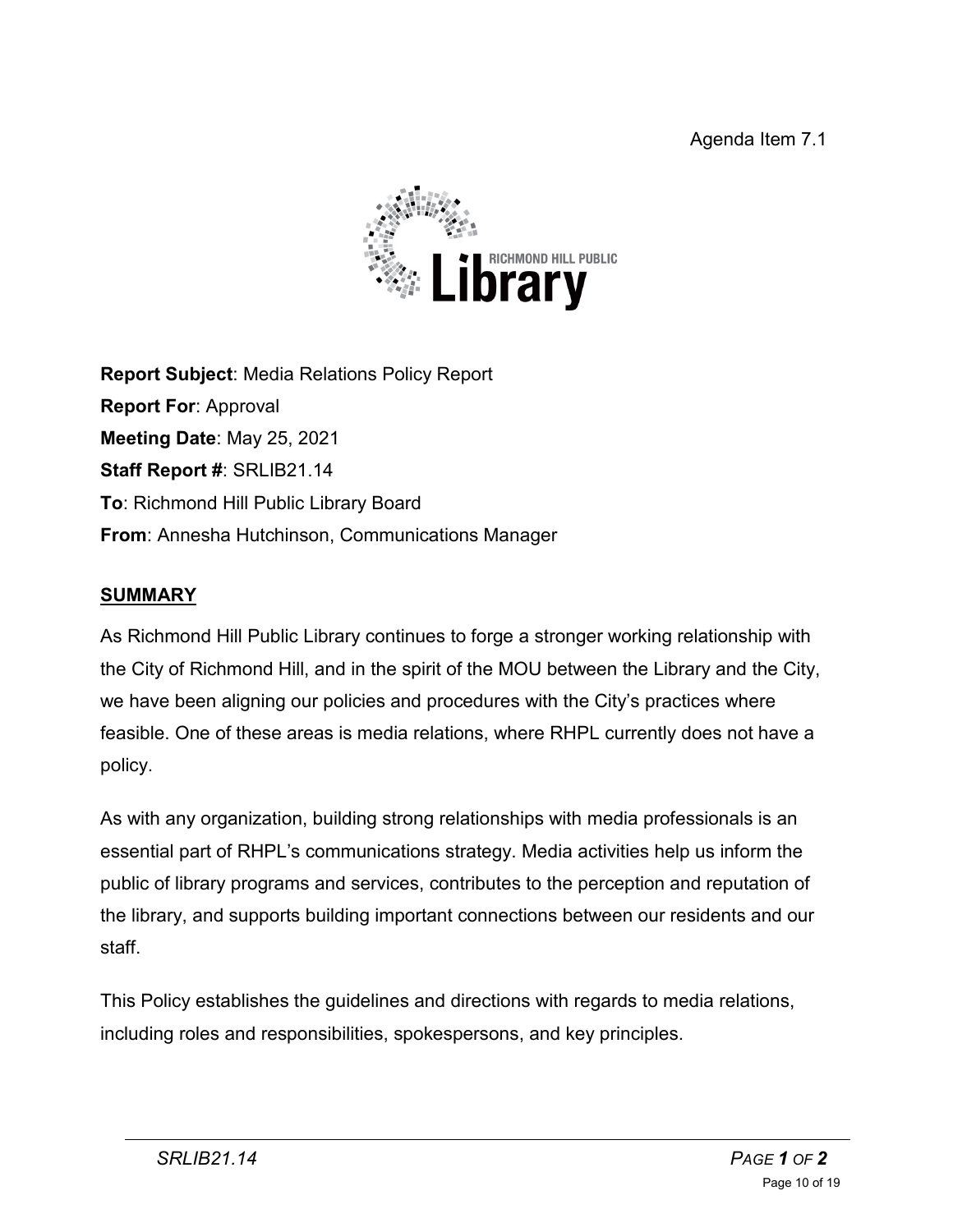Agenda Item 7.1

**Report Subject**: Media Relations Policy Report

**Report For**: Approval

**Meeting Date**: May 25, 2021

**Staff Report #**: SRLIB21.14

**To**: Richmond Hill Public Library Board

**From**: Annesha Hutchinson, Communications Manager

## SUMMARY

As Richmond Hill Public Library continues to forge a stronger working relationship with the City of Richmond Hill, and in the spirit of the MOU between the Library and the City, we have been aligning our policies and procedures with the City's practices where feasible. One of these areas is media relations, where RHPL currently does not have a policy.

As with any organization, building strong relationships with media professionals is an essential part of RHPL's communications strategy. Media activities help us inform the public of library programs and services, contributes to the perception and reputation of the library, and supports building important connections between our residents and our staff.

This Policy establishes the guidelines and directions with regards to media relations, including roles and responsibilities, spokespersons, and key principles.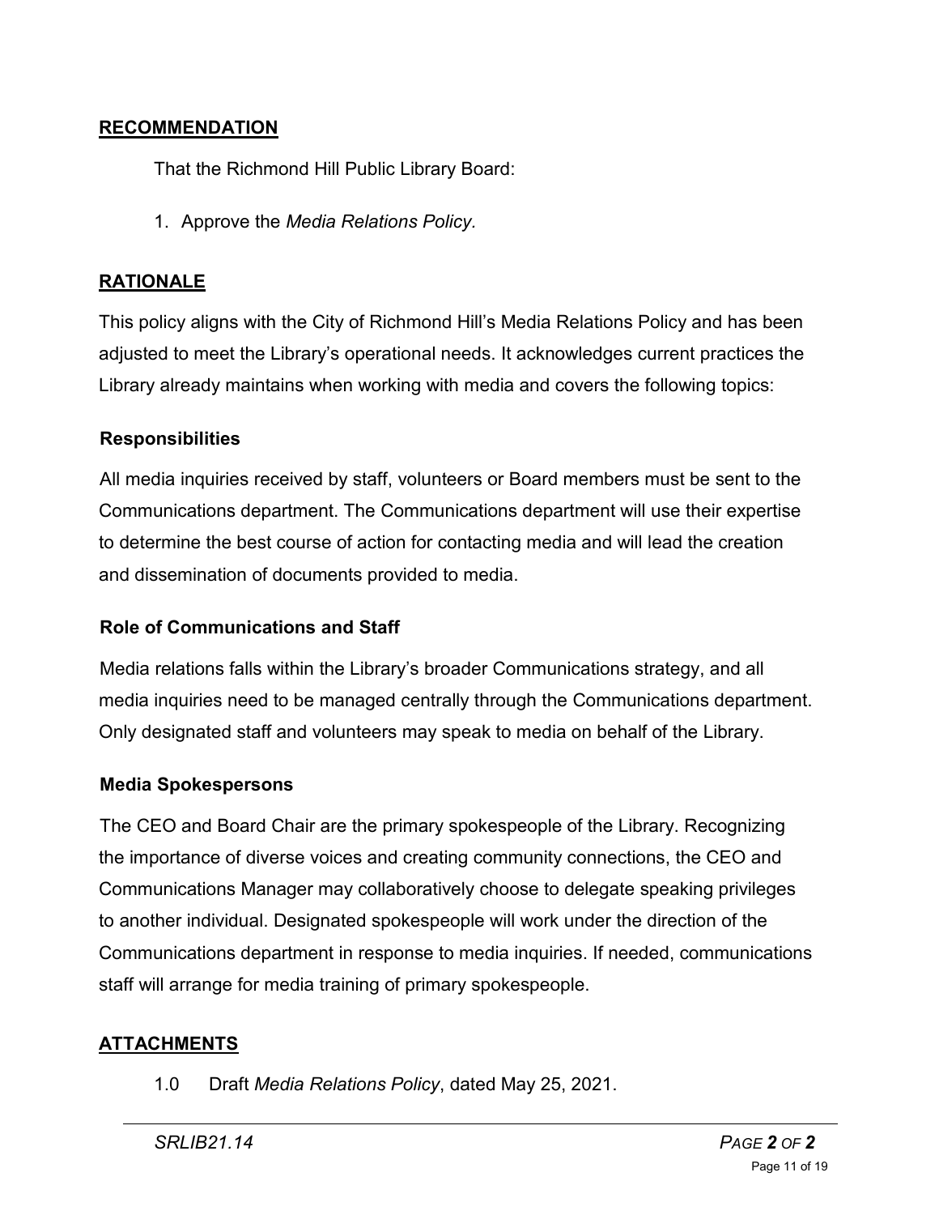## RECOMMENDATION

That the Richmond Hill Public Library Board:

1. Approve the *Media Relations Policy*.

## RATIONALE

This policy aligns with the City of Richmond Hill's Media Relations Policy and has been adjusted to meet the Library's operational needs. It acknowledges current practices the Library already maintains when working with media and covers the following topics:

### Responsibilities

All media inquiries received by staff, volunteers or Board members must be sent to the Communications department. The Communications department will use their expertise to determine the best course of action for contacting media and will lead the creation and dissemination of documents provided to media.

### Role of Communications and Staff

Media relations falls within the Library's broader Communications strategy, and all media inquiries need to be managed centrally through the Communications department. Only designated staff and volunteers may speak to media on behalf of the Library.

### Media Spokespersons

The CEO and Board Chair are the primary spokespeople of the Library. Recognizing the importance of diverse voices and creating community connections, the CEO and Communications Manager may collaboratively choose to delegate speaking privileges to another individual. Designated spokespeople will work under the direction of the Communications department in response to media inquiries. If needed, communications staff will arrange for media training of primary spokespeople.

## ATTACHMENTS

1.0 Draft *Media Relations Policy*, dated May 25, 2021.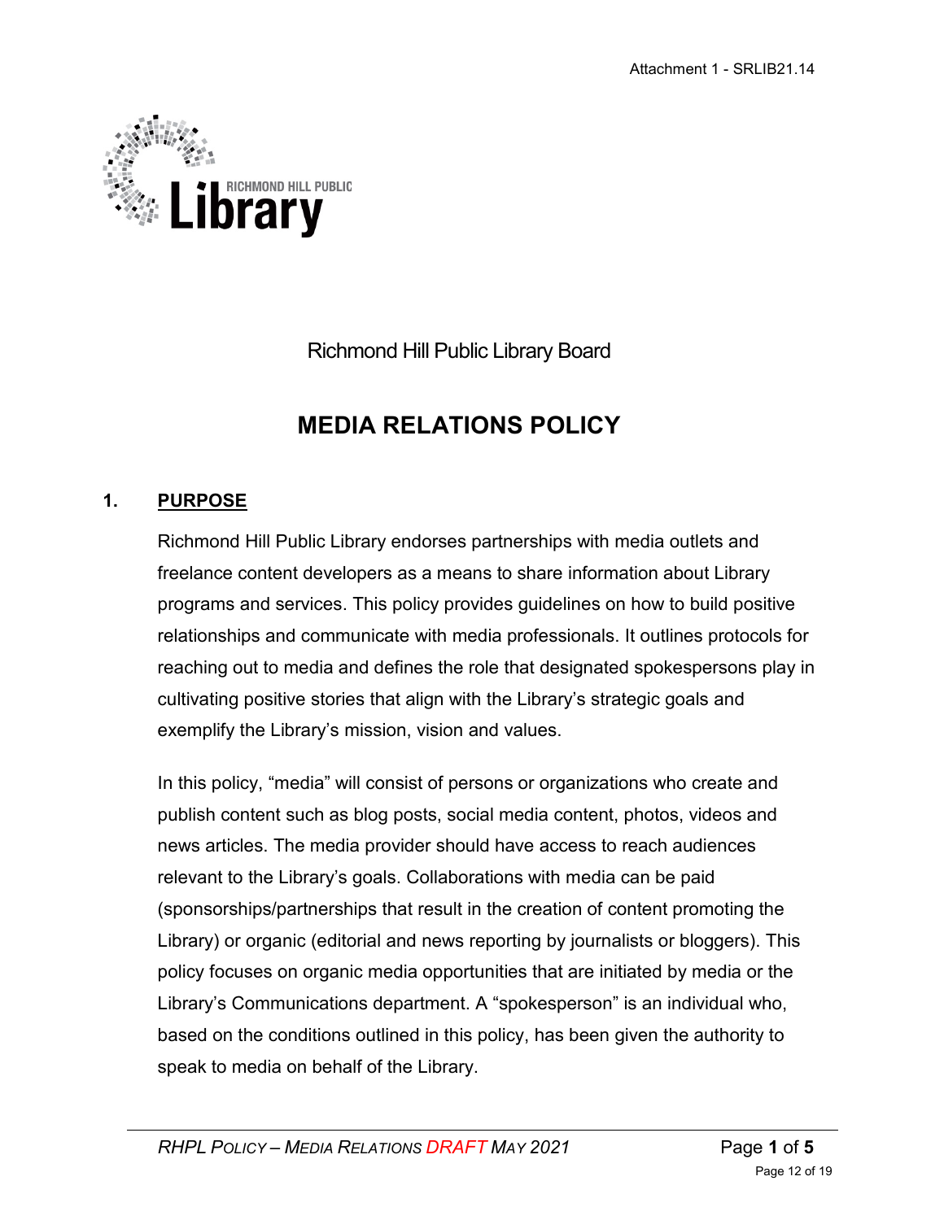Richmond Hill Public Library Board

# MEDIA RELATIONS POLICY

## 1. PURPOSE

Richmond Hill Public Library endorses partnerships with media outlets and freelance content developers as a means to share information about Library programs and services. This policy provides guidelines on how to build positive relationships and communicate with media professionals. It outlines protocols for reaching out to media and defines the role that designated spokespersons play in cultivating positive stories that align with the Library's strategic goals and exemplify the Library's mission, vision and values.

In this policy, "media" will consist of persons or organizations who create and publish content such as blog posts, social media content, photos, videos and news articles. The media provider should have access to reach audiences relevant to the Library's goals. Collaborations with media can be paid (sponsorships/partnerships that result in the creation of content promoting the Library) or organic (editorial and news reporting by journalists or bloggers). This policy focuses on organic media opportunities that are initiated by media or the Library's Communications department. A "spokesperson" is an individual who, based on the conditions outlined in this policy, has been given the authority to speak to media on behalf of the Library.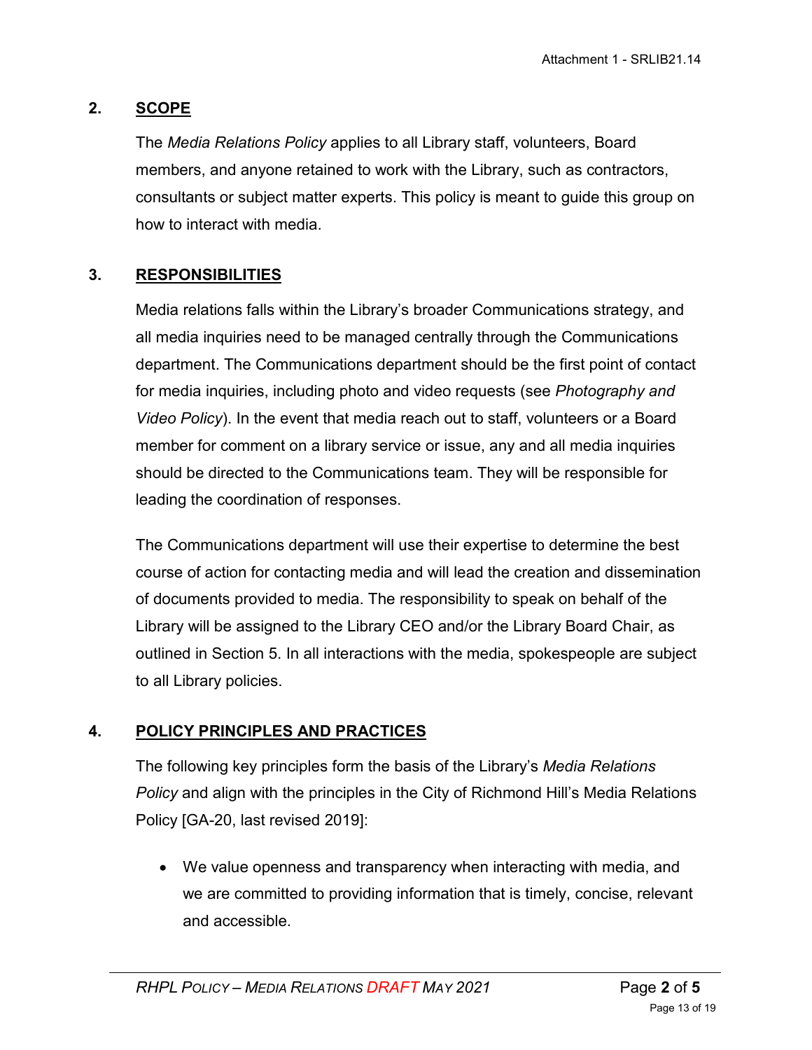## 2. SCOPE

The *Media Relations Policy* applies to all Library staff, volunteers, Board members, and anyone retained to work with the Library, such as contractors, consultants or subject matter experts. This policy is meant to guide this group on how to interact with media.

## 3. RESPONSIBILITIES

Media relations falls within the Library's broader Communications strategy, and all media inquiries need to be managed centrally through the Communications department. The Communications department should be the first point of contact for media inquiries, including photo and video requests (see *Photography and Video Policy*). In the event that media reach out to staff, volunteers or a Board member for comment on a library service or issue, any and all media inquiries should be directed to the Communications team. They will be responsible for leading the coordination of responses.

The Communications department will use their expertise to determine the best course of action for contacting media and will lead the creation and dissemination of documents provided to media. The responsibility to speak on behalf of the Library will be assigned to the Library CEO and/or the Library Board Chair, as outlined in Section 5. In all interactions with the media, spokespeople are subject to all Library policies.

## 4. POLICY PRINCIPLES AND PRACTICES

The following key principles form the basis of the Library's *Media Relations Policy* and align with the principles in the City of Richmond Hill's Media Relations Policy [GA-20, last revised 2019]:

- We value openness and transparency when interacting with media, and we are committed to providing information that is timely, concise, relevant and accessible.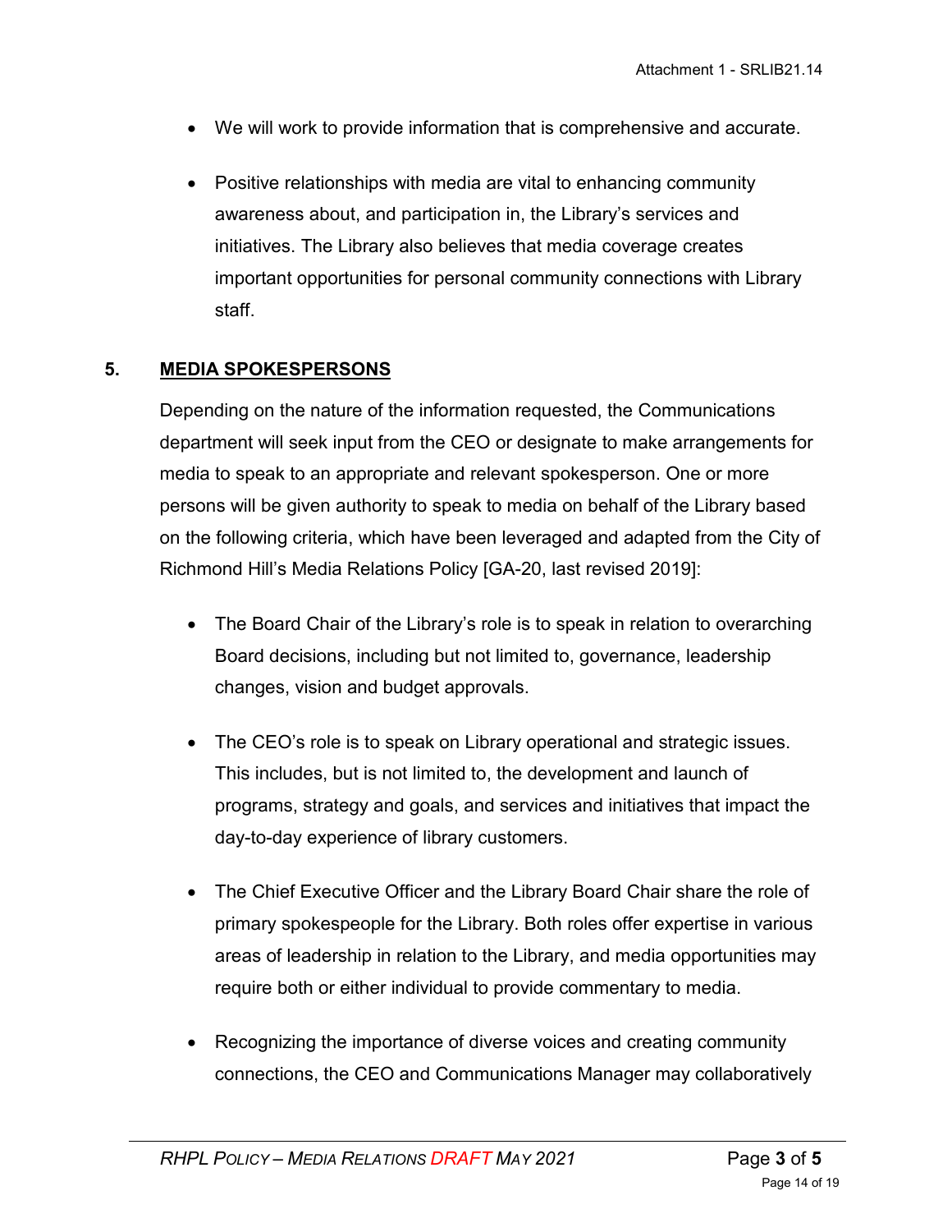- We will work to provide information that is comprehensive and accurate.

- Positive relationships with media are vital to enhancing community awareness about, and participation in, the Library's services and initiatives. The Library also believes that media coverage creates important opportunities for personal community connections with Library staff.

## 5. <u>MEDIA SPOKESPERSONS</u>

Depending on the nature of the information requested, the Communications department will seek input from the CEO or designate to make arrangements for media to speak to an appropriate and relevant spokesperson. One or more persons will be given authority to speak to media on behalf of the Library based on the following criteria, which have been leveraged and adapted from the City of Richmond Hill's Media Relations Policy [GA-20, last revised 2019]:

- The Board Chair of the Library's role is to speak in relation to overarching Board decisions, including but not limited to, governance, leadership changes, vision and budget approvals.

- The CEO's role is to speak on Library operational and strategic issues. This includes, but is not limited to, the development and launch of programs, strategy and goals, and services and initiatives that impact the day-to-day experience of library customers.

- The Chief Executive Officer and the Library Board Chair share the role of primary spokespeople for the Library. Both roles offer expertise in various areas of leadership in relation to the Library, and media opportunities may require both or either individual to provide commentary to media.

- Recognizing the importance of diverse voices and creating community connections, the CEO and Communications Manager may collaboratively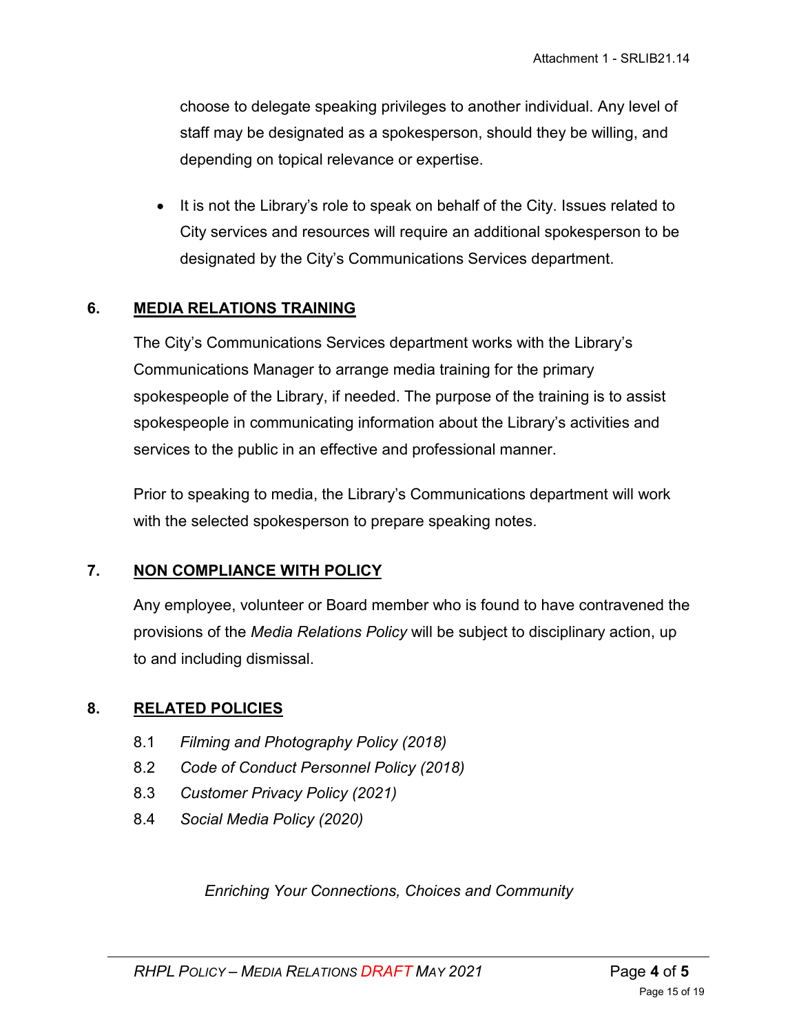choose to delegate speaking privileges to another individual. Any level of staff may be designated as a spokesperson, should they be willing, and depending on topical relevance or expertise.

- It is not the Library's role to speak on behalf of the City. Issues related to City services and resources will require an additional spokesperson to be designated by the City's Communications Services department.

## 6. MEDIA RELATIONS TRAINING

The City's Communications Services department works with the Library's Communications Manager to arrange media training for the primary spokespeople of the Library, if needed. The purpose of the training is to assist spokespeople in communicating information about the Library's activities and services to the public in an effective and professional manner.

Prior to speaking to media, the Library's Communications department will work with the selected spokesperson to prepare speaking notes.

## 7. NON COMPLIANCE WITH POLICY

Any employee, volunteer or Board member who is found to have contravened the provisions of the *Media Relations Policy* will be subject to disciplinary action, up to and including dismissal.

## 8. RELATED POLICIES

8.1 *Filming and Photography Policy (2018)*
8.2 *Code of Conduct Personnel Policy (2018)*
8.3 *Customer Privacy Policy (2021)*
8.4 *Social Media Policy (2020)*

*Enriching Your Connections, Choices and Community*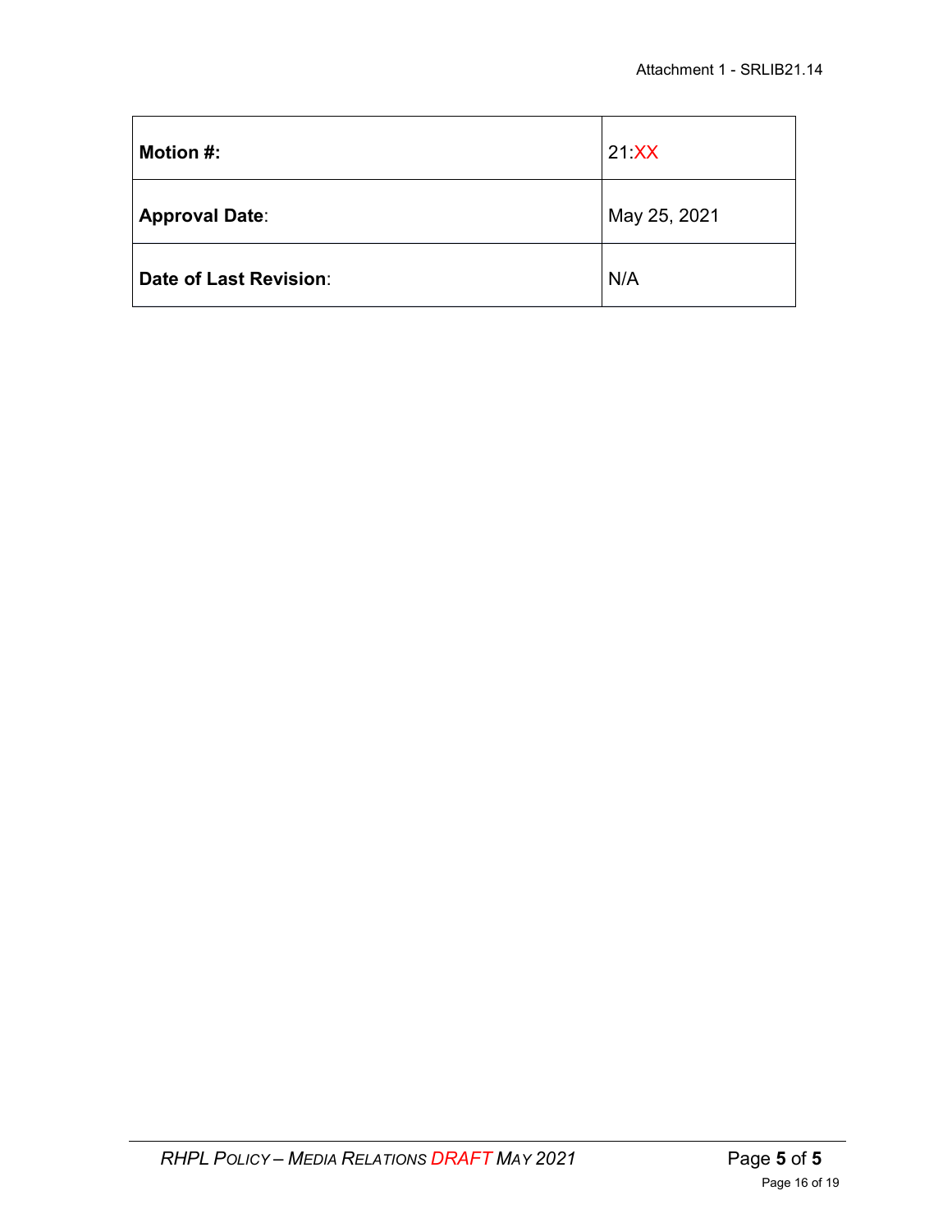| **Motion #:** | 21:XX |
|---|---|
| **Approval Date**: | May 25, 2021 |
| **Date of Last Revision**: | N/A |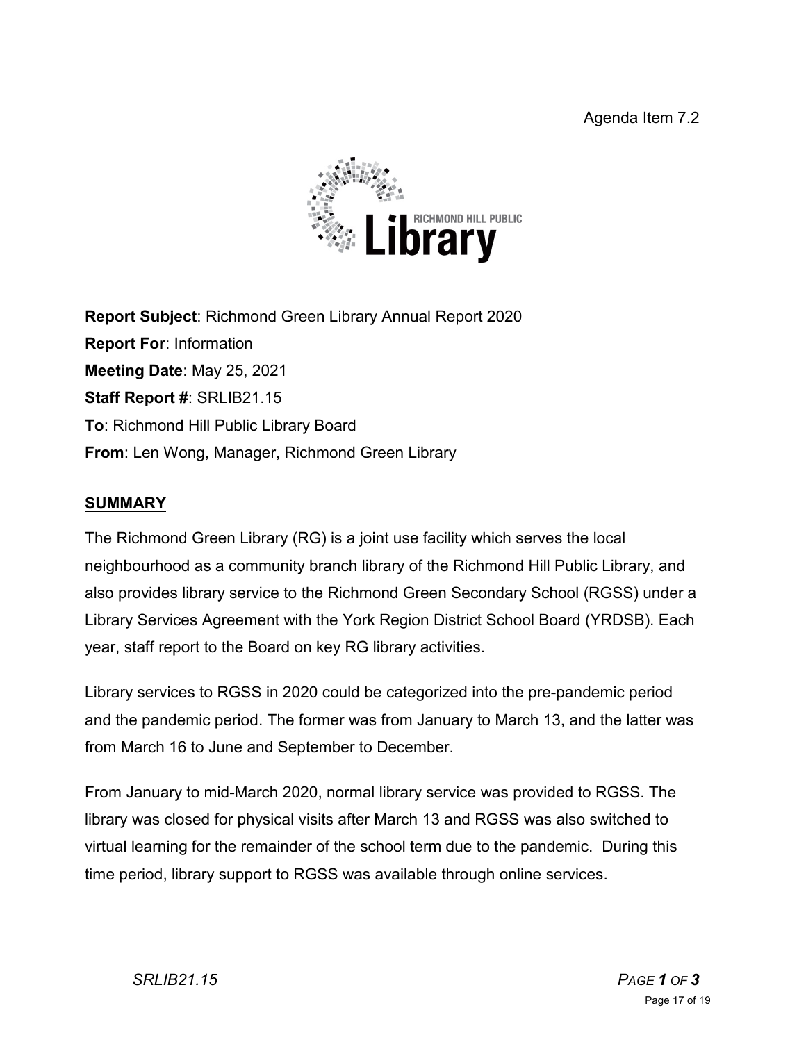Agenda Item 7.2

**Report Subject**: Richmond Green Library Annual Report 2020
**Report For**: Information
**Meeting Date**: May 25, 2021
**Staff Report #**: SRLIB21.15
**To**: Richmond Hill Public Library Board
**From**: Len Wong, Manager, Richmond Green Library

## SUMMARY

The Richmond Green Library (RG) is a joint use facility which serves the local neighbourhood as a community branch library of the Richmond Hill Public Library, and also provides library service to the Richmond Green Secondary School (RGSS) under a Library Services Agreement with the York Region District School Board (YRDSB). Each year, staff report to the Board on key RG library activities.

Library services to RGSS in 2020 could be categorized into the pre-pandemic period and the pandemic period. The former was from January to March 13, and the latter was from March 16 to June and September to December.

From January to mid-March 2020, normal library service was provided to RGSS. The library was closed for physical visits after March 13 and RGSS was also switched to virtual learning for the remainder of the school term due to the pandemic. During this time period, library support to RGSS was available through online services.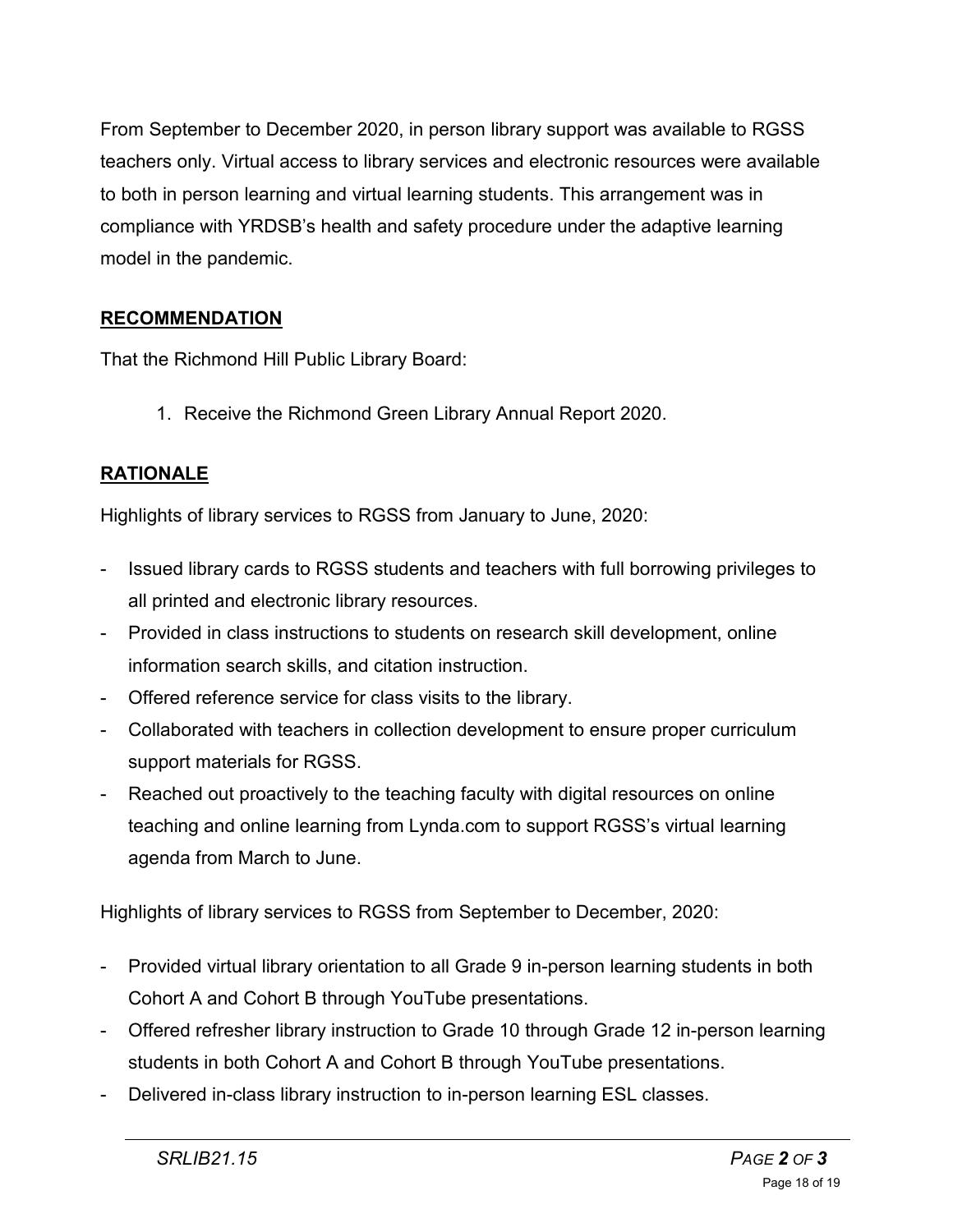From September to December 2020, in person library support was available to RGSS teachers only. Virtual access to library services and electronic resources were available to both in person learning and virtual learning students. This arrangement was in compliance with YRDSB's health and safety procedure under the adaptive learning model in the pandemic.

## RECOMMENDATION

That the Richmond Hill Public Library Board:

1. Receive the Richmond Green Library Annual Report 2020.

## RATIONALE

Highlights of library services to RGSS from January to June, 2020:

- Issued library cards to RGSS students and teachers with full borrowing privileges to all printed and electronic library resources.
- Provided in class instructions to students on research skill development, online information search skills, and citation instruction.
- Offered reference service for class visits to the library.
- Collaborated with teachers in collection development to ensure proper curriculum support materials for RGSS.
- Reached out proactively to the teaching faculty with digital resources on online teaching and online learning from Lynda.com to support RGSS's virtual learning agenda from March to June.

Highlights of library services to RGSS from September to December, 2020:

- Provided virtual library orientation to all Grade 9 in-person learning students in both Cohort A and Cohort B through YouTube presentations.
- Offered refresher library instruction to Grade 10 through Grade 12 in-person learning students in both Cohort A and Cohort B through YouTube presentations.
- Delivered in-class library instruction to in-person learning ESL classes.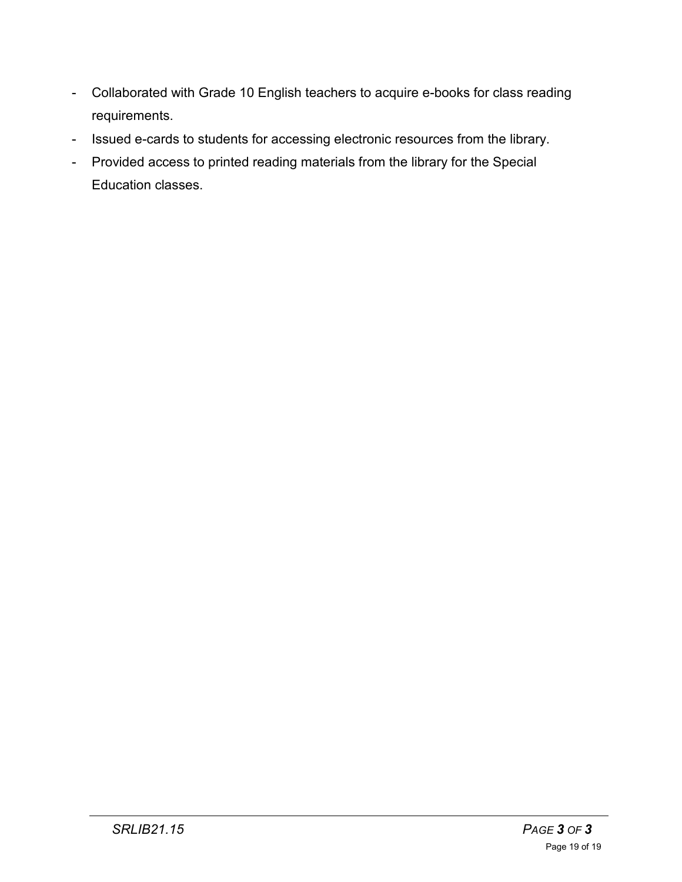- Collaborated with Grade 10 English teachers to acquire e-books for class reading requirements.
- Issued e-cards to students for accessing electronic resources from the library.
- Provided access to printed reading materials from the library for the Special Education classes.